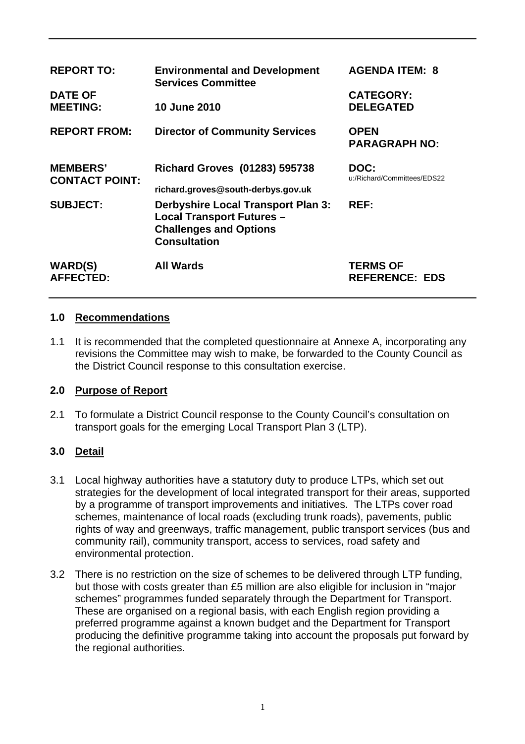| REPORT TO: | Environmental and Development Services Committee | AGENDA ITEM: 8 |
| --- | --- | --- |
| DATE OF MEETING: | 10 June 2010 | CATEGORY: DELEGATED |
| REPORT FROM: | Director of Community Services | OPEN PARAGRAPH NO: |
| MEMBERS' CONTACT POINT: | Richard Groves (01283) 595738 richard.groves@south-derbys.gov.uk | DOC: u:/Richard/Committees/EDS22 |
| SUBJECT: | Derbyshire Local Transport Plan 3: Local Transport Futures – Challenges and Options Consultation | REF: |
| WARD(S) AFFECTED: | All Wards | TERMS OF REFERENCE: EDS |

## 1.0 Recommendations

1.1 It is recommended that the completed questionnaire at Annexe A, incorporating any revisions the Committee may wish to make, be forwarded to the County Council as the District Council response to this consultation exercise.

## 2.0 Purpose of Report

2.1 To formulate a District Council response to the County Council's consultation on transport goals for the emerging Local Transport Plan 3 (LTP).

## 3.0 Detail

3.1 Local highway authorities have a statutory duty to produce LTPs, which set out strategies for the development of local integrated transport for their areas, supported by a programme of transport improvements and initiatives. The LTPs cover road schemes, maintenance of local roads (excluding trunk roads), pavements, public rights of way and greenways, traffic management, public transport services (bus and community rail), community transport, access to services, road safety and environmental protection.

3.2 There is no restriction on the size of schemes to be delivered through LTP funding, but those with costs greater than £5 million are also eligible for inclusion in "major schemes" programmes funded separately through the Department for Transport. These are organised on a regional basis, with each English region providing a preferred programme against a known budget and the Department for Transport producing the definitive programme taking into account the proposals put forward by the regional authorities.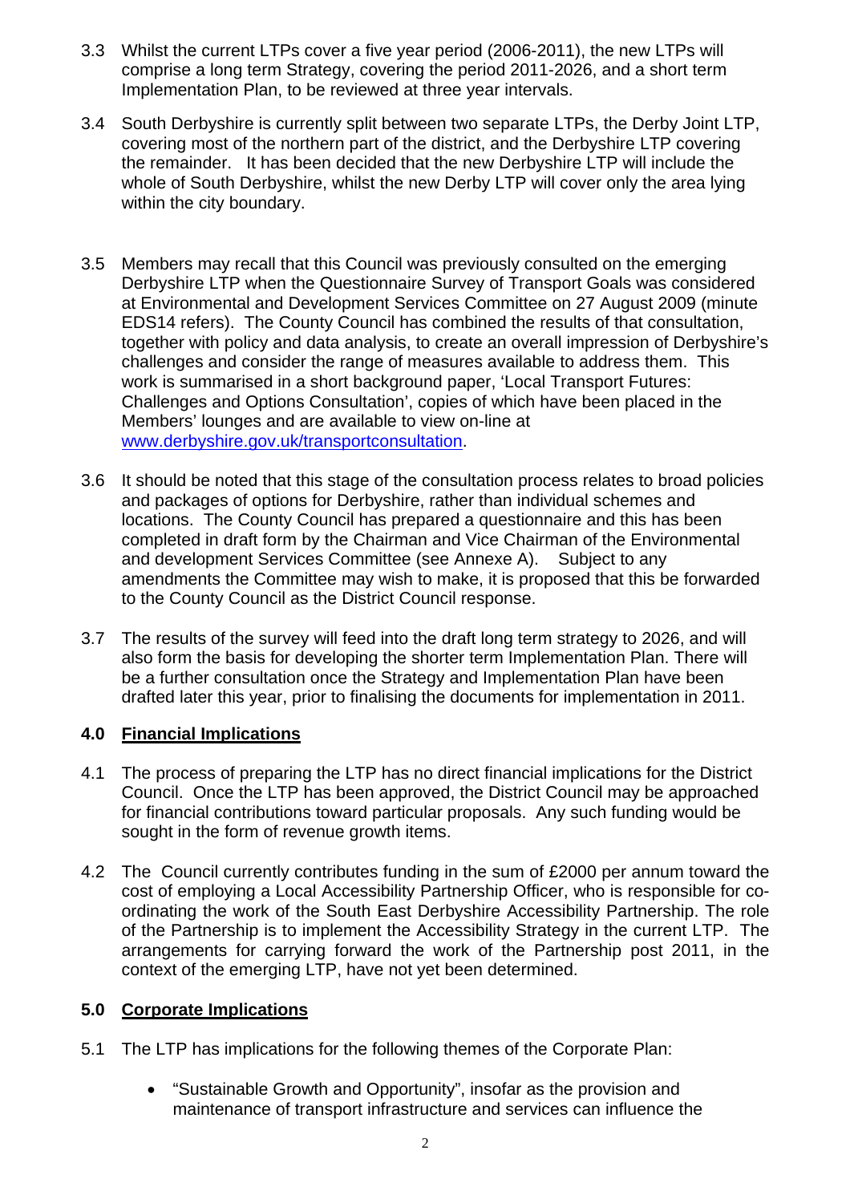3.3 Whilst the current LTPs cover a five year period (2006-2011), the new LTPs will comprise a long term Strategy, covering the period 2011-2026, and a short term Implementation Plan, to be reviewed at three year intervals.

3.4 South Derbyshire is currently split between two separate LTPs, the Derby Joint LTP, covering most of the northern part of the district, and the Derbyshire LTP covering the remainder. It has been decided that the new Derbyshire LTP will include the whole of South Derbyshire, whilst the new Derby LTP will cover only the area lying within the city boundary.

3.5 Members may recall that this Council was previously consulted on the emerging Derbyshire LTP when the Questionnaire Survey of Transport Goals was considered at Environmental and Development Services Committee on 27 August 2009 (minute EDS14 refers). The County Council has combined the results of that consultation, together with policy and data analysis, to create an overall impression of Derbyshire's challenges and consider the range of measures available to address them. This work is summarised in a short background paper, 'Local Transport Futures: Challenges and Options Consultation', copies of which have been placed in the Members' lounges and are available to view on-line at [www.derbyshire.gov.uk/transportconsultation](http://www.derbyshire.gov.uk/transportconsultation).

3.6 It should be noted that this stage of the consultation process relates to broad policies and packages of options for Derbyshire, rather than individual schemes and locations. The County Council has prepared a questionnaire and this has been completed in draft form by the Chairman and Vice Chairman of the Environmental and development Services Committee (see Annexe A). Subject to any amendments the Committee may wish to make, it is proposed that this be forwarded to the County Council as the District Council response.

3.7 The results of the survey will feed into the draft long term strategy to 2026, and will also form the basis for developing the shorter term Implementation Plan. There will be a further consultation once the Strategy and Implementation Plan have been drafted later this year, prior to finalising the documents for implementation in 2011.

## 4.0 Financial Implications

4.1 The process of preparing the LTP has no direct financial implications for the District Council. Once the LTP has been approved, the District Council may be approached for financial contributions toward particular proposals. Any such funding would be sought in the form of revenue growth items.

4.2 The Council currently contributes funding in the sum of £2000 per annum toward the cost of employing a Local Accessibility Partnership Officer, who is responsible for co-ordinating the work of the South East Derbyshire Accessibility Partnership. The role of the Partnership is to implement the Accessibility Strategy in the current LTP. The arrangements for carrying forward the work of the Partnership post 2011, in the context of the emerging LTP, have not yet been determined.

## 5.0 Corporate Implications

5.1 The LTP has implications for the following themes of the Corporate Plan:

- "Sustainable Growth and Opportunity", insofar as the provision and maintenance of transport infrastructure and services can influence the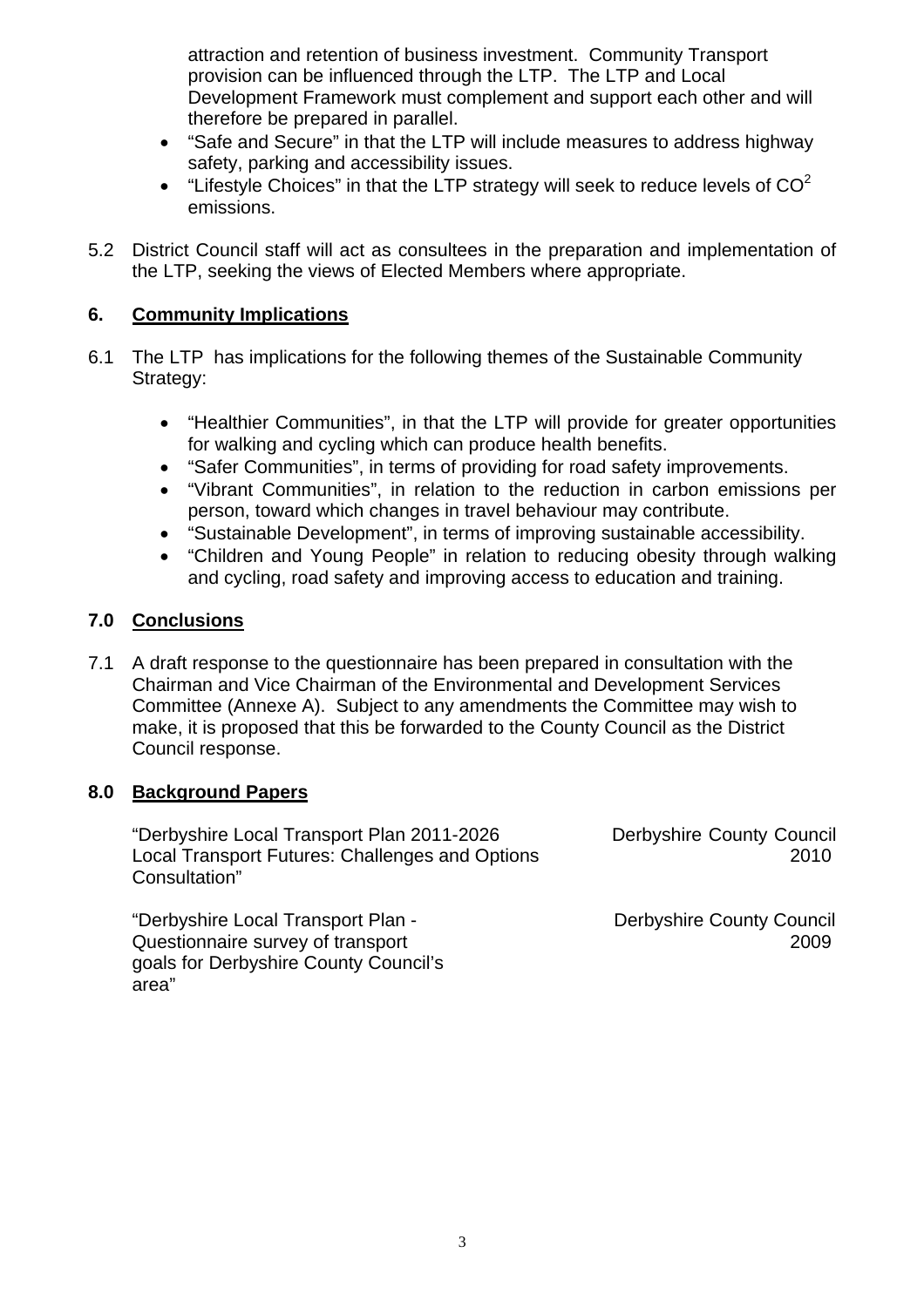attraction and retention of business investment. Community Transport provision can be influenced through the LTP. The LTP and Local Development Framework must complement and support each other and will therefore be prepared in parallel.

- "Safe and Secure" in that the LTP will include measures to address highway safety, parking and accessibility issues.
- "Lifestyle Choices" in that the LTP strategy will seek to reduce levels of $CO^2$ emissions.

5.2 District Council staff will act as consultees in the preparation and implementation of the LTP, seeking the views of Elected Members where appropriate.

## 6. Community Implications

6.1 The LTP has implications for the following themes of the Sustainable Community Strategy:

- "Healthier Communities", in that the LTP will provide for greater opportunities for walking and cycling which can produce health benefits.
- "Safer Communities", in terms of providing for road safety improvements.
- "Vibrant Communities", in relation to the reduction in carbon emissions per person, toward which changes in travel behaviour may contribute.
- "Sustainable Development", in terms of improving sustainable accessibility.
- "Children and Young People" in relation to reducing obesity through walking and cycling, road safety and improving access to education and training.

## 7.0 Conclusions

7.1 A draft response to the questionnaire has been prepared in consultation with the Chairman and Vice Chairman of the Environmental and Development Services Committee (Annexe A). Subject to any amendments the Committee may wish to make, it is proposed that this be forwarded to the County Council as the District Council response.

## 8.0 Background Papers

| | |
|---|---|
| "Derbyshire Local Transport Plan 2011-2026 Local Transport Futures: Challenges and Options Consultation" | Derbyshire County Council 2010 |
| "Derbyshire Local Transport Plan - Questionnaire survey of transport goals for Derbyshire County Council's area" | Derbyshire County Council 2009 |